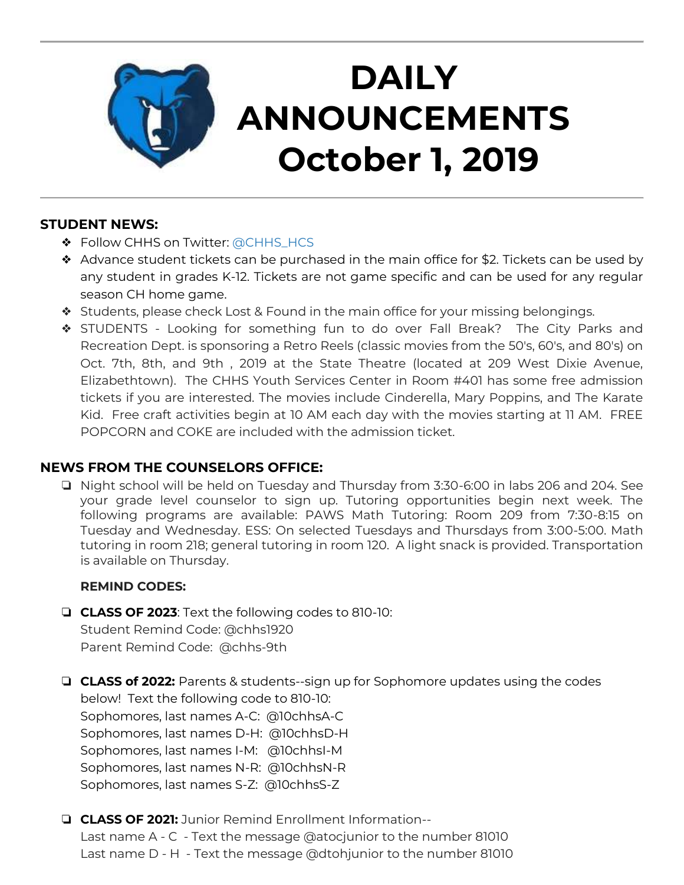# DAILY ANNOUNCEMENTS October 1, 2019

**STUDENT NEWS:**

- Follow CHHS on Twitter: @CHHS_HCS
- Advance student tickets can be purchased in the main office for $2. Tickets can be used by any student in grades K-12. Tickets are not game specific and can be used for any regular season CH home game.
- Students, please check Lost & Found in the main office for your missing belongings.
- STUDENTS - Looking for something fun to do over Fall Break? The City Parks and Recreation Dept. is sponsoring a Retro Reels (classic movies from the 50's, 60's, and 80's) on Oct. 7th, 8th, and 9th , 2019 at the State Theatre (located at 209 West Dixie Avenue, Elizabethtown). The CHHS Youth Services Center in Room #401 has some free admission tickets if you are interested. The movies include Cinderella, Mary Poppins, and The Karate Kid. Free craft activities begin at 10 AM each day with the movies starting at 11 AM. FREE POPCORN and COKE are included with the admission ticket.

**NEWS FROM THE COUNSELORS OFFICE:**

- Night school will be held on Tuesday and Thursday from 3:30-6:00 in labs 206 and 204. See your grade level counselor to sign up. Tutoring opportunities begin next week. The following programs are available: PAWS Math Tutoring: Room 209 from 7:30-8:15 on Tuesday and Wednesday. ESS: On selected Tuesdays and Thursdays from 3:00-5:00. Math tutoring in room 218; general tutoring in room 120. A light snack is provided. Transportation is available on Thursday.

**REMIND CODES:**

- **CLASS OF 2023**: Text the following codes to 810-10:
  Student Remind Code: @chhs1920
  Parent Remind Code: @chhs-9th

- **CLASS of 2022:** Parents & students--sign up for Sophomore updates using the codes below! Text the following code to 810-10:
  Sophomores, last names A-C: @10chhsA-C
  Sophomores, last names D-H: @10chhsD-H
  Sophomores, last names I-M: @10chhsI-M
  Sophomores, last names N-R: @10chhsN-R
  Sophomores, last names S-Z: @10chhsS-Z

- **CLASS OF 2021:** Junior Remind Enrollment Information--
  Last name A - C - Text the message @atocjunior to the number 81010
  Last name D - H - Text the message @dtohjunior to the number 81010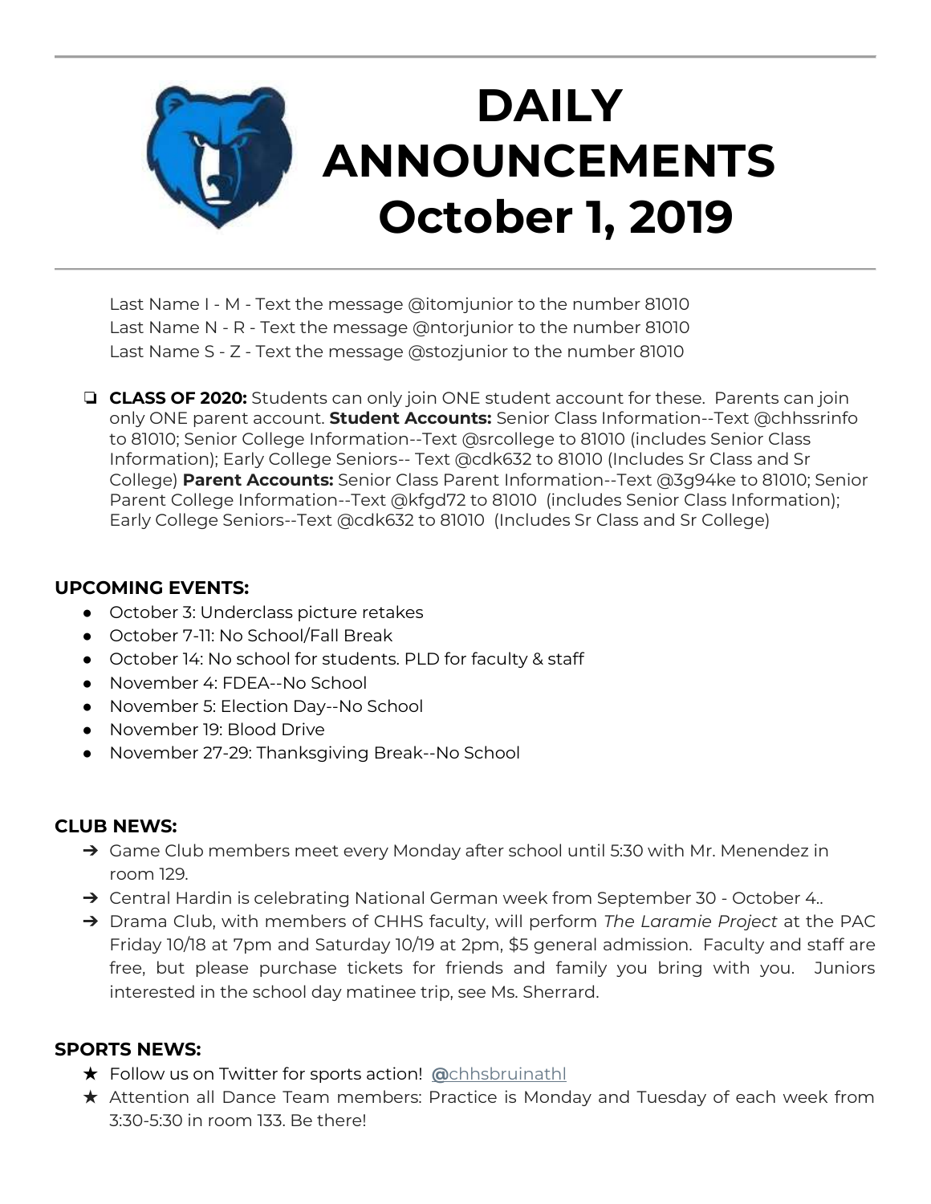# DAILY ANNOUNCEMENTS October 1, 2019

Last Name I - M - Text the message @itomjunior to the number 81010
Last Name N - R - Text the message @ntorjunior to the number 81010
Last Name S - Z - Text the message @stozjunior to the number 81010

- **CLASS OF 2020:** Students can only join ONE student account for these. Parents can join only ONE parent account. **Student Accounts:** Senior Class Information--Text @chhssrinfo to 81010; Senior College Information--Text @srcollege to 81010 (includes Senior Class Information); Early College Seniors-- Text @cdk632 to 81010 (Includes Sr Class and Sr College) **Parent Accounts:** Senior Class Parent Information--Text @3g94ke to 81010; Senior Parent College Information--Text @kfgd72 to 81010 (includes Senior Class Information); Early College Seniors--Text @cdk632 to 81010 (Includes Sr Class and Sr College)

### UPCOMING EVENTS:

- October 3: Underclass picture retakes
- October 7-11: No School/Fall Break
- October 14: No school for students. PLD for faculty & staff
- November 4: FDEA--No School
- November 5: Election Day--No School
- November 19: Blood Drive
- November 27-29: Thanksgiving Break--No School

### CLUB NEWS:

- Game Club members meet every Monday after school until 5:30 with Mr. Menendez in room 129.
- Central Hardin is celebrating National German week from September 30 - October 4..
- Drama Club, with members of CHHS faculty, will perform *The Laramie Project* at the PAC Friday 10/18 at 7pm and Saturday 10/19 at 2pm, $5 general admission. Faculty and staff are free, but please purchase tickets for friends and family you bring with you. Juniors interested in the school day matinee trip, see Ms. Sherrard.

### SPORTS NEWS:

- Follow us on Twitter for sports action! @chhsbruinathl
- Attention all Dance Team members: Practice is Monday and Tuesday of each week from 3:30-5:30 in room 133. Be there!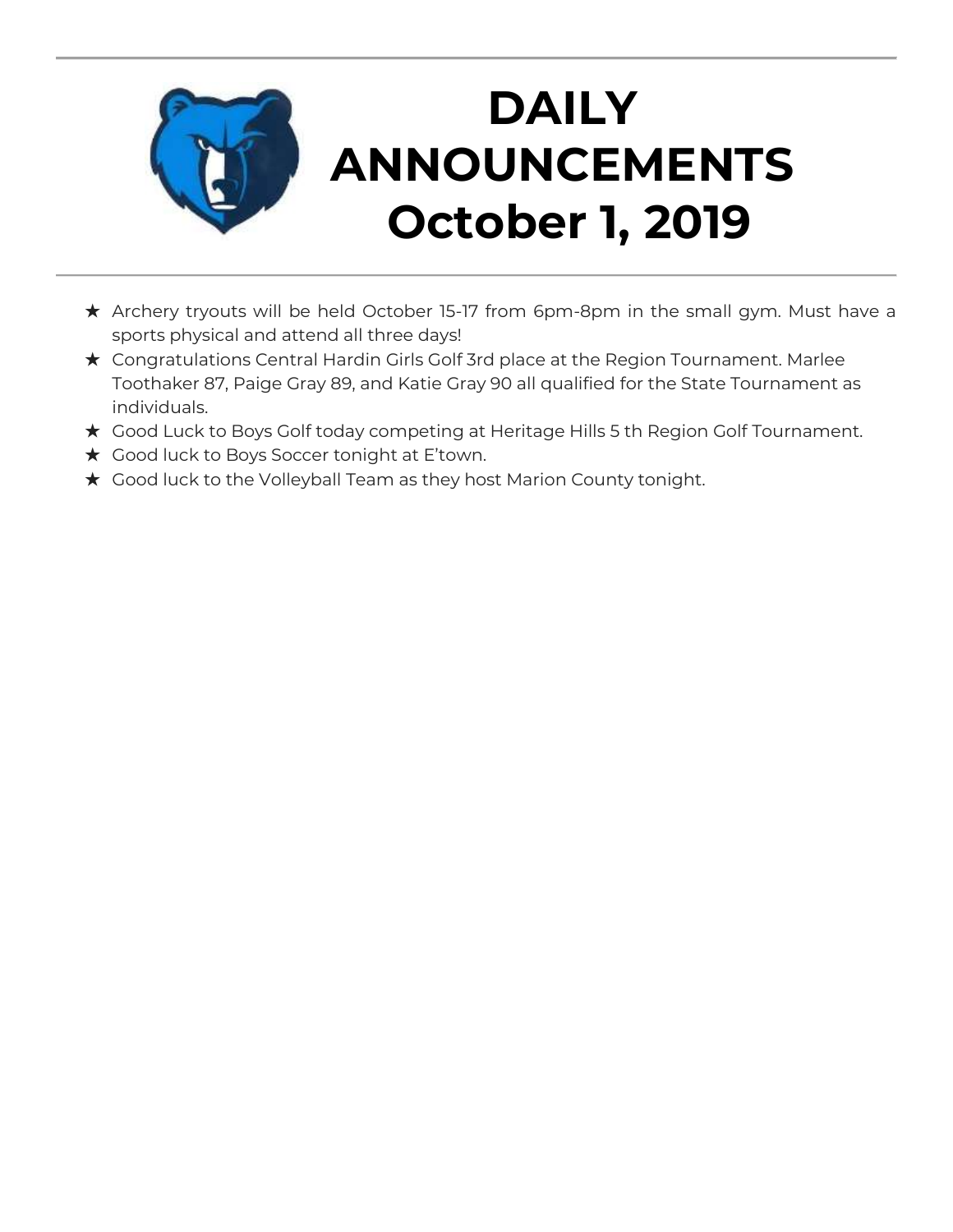# DAILY ANNOUNCEMENTS October 1, 2019

- Archery tryouts will be held October 15-17 from 6pm-8pm in the small gym. Must have a sports physical and attend all three days!
- Congratulations Central Hardin Girls Golf 3rd place at the Region Tournament. Marlee Toothaker 87, Paige Gray 89, and Katie Gray 90 all qualified for the State Tournament as individuals.
- Good Luck to Boys Golf today competing at Heritage Hills 5 th Region Golf Tournament.
- Good luck to Boys Soccer tonight at E'town.
- Good luck to the Volleyball Team as they host Marion County tonight.